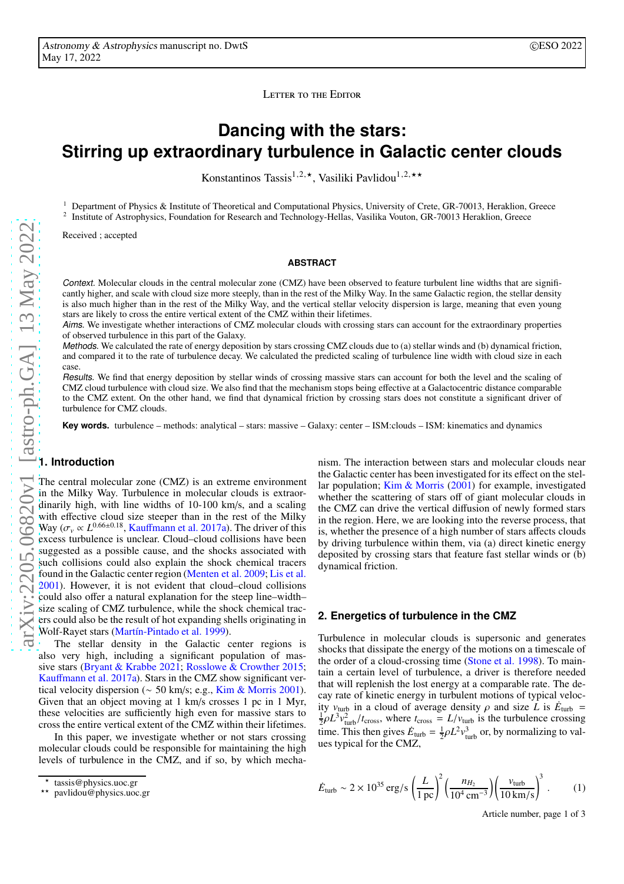Letter to the Editor

# Dancing with the stars: Stirring up extraordinary turbulence in Galactic center clouds

Konstantinos Tassis[1,2,⋆], Vasiliki Pavlidou[1,2,⋆⋆]

[1] Department of Physics & Institute of Theoretical and Computational Physics, University of Crete, GR-70013, Heraklion, Greece
[2] Institute of Astrophysics, Foundation for Research and Technology-Hellas, Vasilika Vouton, GR-70013 Heraklion, Greece

Received ; accepted

## ABSTRACT

*Context.* Molecular clouds in the central molecular zone (CMZ) have been observed to feature turbulent line widths that are significantly higher, and scale with cloud size more steeply, than in the rest of the Milky Way. In the same Galactic region, the stellar density is also much higher than in the rest of the Milky Way, and the vertical stellar velocity dispersion is large, meaning that even young stars are likely to cross the entire vertical extent of the CMZ within their lifetimes.

*Aims.* We investigate whether interactions of CMZ molecular clouds with crossing stars can account for the extraordinary properties of observed turbulence in this part of the Galaxy.

*Methods.* We calculated the rate of energy deposition by stars crossing CMZ clouds due to (a) stellar winds and (b) dynamical friction, and compared it to the rate of turbulence decay. We calculated the predicted scaling of turbulence line width with cloud size in each case.

*Results.* We find that energy deposition by stellar winds of crossing massive stars can account for both the level and the scaling of CMZ cloud turbulence with cloud size. We also find that the mechanism stops being effective at a Galactocentric distance comparable to the CMZ extent. On the other hand, we find that dynamical friction by crossing stars does not constitute a significant driver of turbulence for CMZ clouds.

**Key words.** turbulence – methods: analytical – stars: massive – Galaxy: center – ISM:clouds – ISM: kinematics and dynamics

## 1. Introduction

The central molecular zone (CMZ) is an extreme environment in the Milky Way. Turbulence in molecular clouds is extraordinarily high, with line widths of 10-100 km/s, and a scaling with effective cloud size steeper than in the rest of the Milky Way ($\sigma_v \propto L^{0.66\pm0.18}$, Kauffmann et al. 2017a). The driver of this excess turbulence is unclear. Cloud–cloud collisions have been suggested as a possible cause, and the shocks associated with such collisions could also explain the shock chemical tracers found in the Galactic center region (Menten et al. 2009; Lis et al. 2001). However, it is not evident that cloud–cloud collisions could also offer a natural explanation for the steep line–width–size scaling of CMZ turbulence, while the shock chemical tracers could also be the result of hot expanding shells originating in Wolf-Rayet stars (Martín-Pintado et al. 1999).

The stellar density in the Galactic center regions is also very high, including a significant population of massive stars (Bryant & Krabbe 2021; Rosslowe & Crowther 2015; Kauffmann et al. 2017a). Stars in the CMZ show significant vertical velocity dispersion (∼ 50 km/s; e.g., Kim & Morris 2001). Given that an object moving at 1 km/s crosses 1 pc in 1 Myr, these velocities are sufficiently high even for massive stars to cross the entire vertical extent of the CMZ within their lifetimes.

In this paper, we investigate whether or not stars crossing molecular clouds could be responsible for maintaining the high levels of turbulence in the CMZ, and if so, by which mechanism. The interaction between stars and molecular clouds near the Galactic center has been investigated for its effect on the stellar population; Kim & Morris (2001) for example, investigated whether the scattering of stars off of giant molecular clouds in the CMZ can drive the vertical diffusion of newly formed stars in the region. Here, we are looking into the reverse process, that is, whether the presence of a high number of stars affects clouds by driving turbulence within them, via (a) direct kinetic energy deposited by crossing stars that feature fast stellar winds or (b) dynamical friction.

## 2. Energetics of turbulence in the CMZ

Turbulence in molecular clouds is supersonic and generates shocks that dissipate the energy of the motions on a timescale of the order of a cloud-crossing time (Stone et al. 1998). To maintain a certain level of turbulence, a driver is therefore needed that will replenish the lost energy at a comparable rate. The decay rate of kinetic energy in turbulent motions of typical velocity $v_{\rm turb}$ in a cloud of average density $\rho$ and size $L$ is $\dot{E}_{\rm turb} = \frac{1}{2}\rho L^3 v_{\rm turb}^2 / t_{\rm cross}$, where $t_{\rm cross} = L/v_{\rm turb}$ is the turbulence crossing time. This then gives $\dot{E}_{\rm turb} = \frac{1}{2}\rho L^2 v_{\rm turb}^3$ or, by normalizing to values typical for the CMZ,

$$\dot{E}_{\rm turb} \sim 2\times10^{35}\,{\rm erg/s}\left(\frac{L}{1\,{\rm pc}}\right)^2\left(\frac{n_{H_2}}{10^4\,{\rm cm}^{-3}}\right)\left(\frac{v_{\rm turb}}{10\,{\rm km/s}}\right)^3. \quad (1)$$

---

⋆ tassis@physics.uoc.gr
⋆⋆ pavlidou@physics.uoc.gr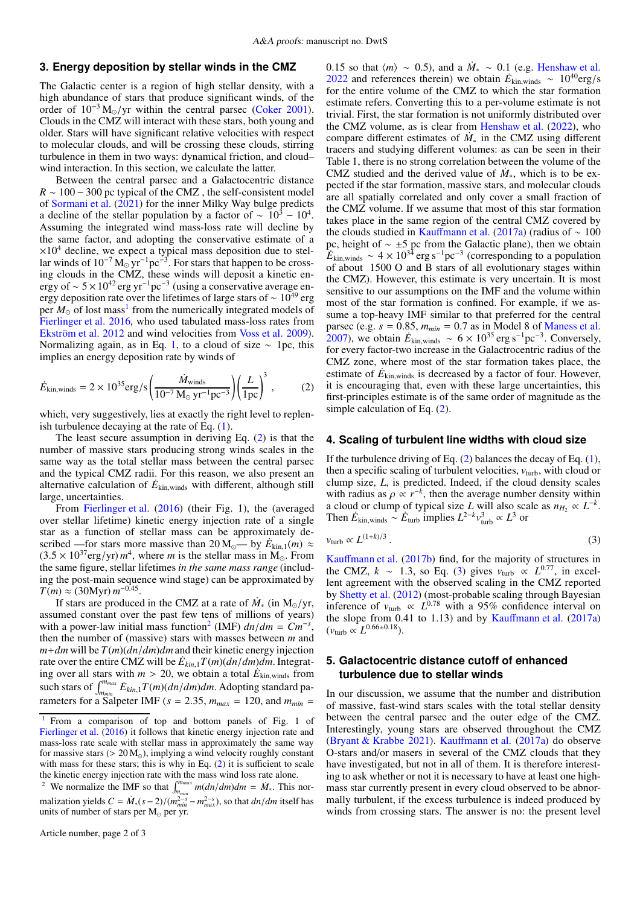## 3. Energy deposition by stellar winds in the CMZ

The Galactic center is a region of high stellar density, with a high abundance of stars that produce significant winds, of the order of $10^{-3}\,M_\odot$/yr within the central parsec (Coker 2001). Clouds in the CMZ will interact with these stars, both young and older. Stars will have significant relative velocities with respect to molecular clouds, and will be crossing these clouds, stirring turbulence in them in two ways: dynamical friction, and cloud–wind interaction. In this section, we calculate the latter.

Between the central parsec and a Galactocentric distance $R \sim 100-300$ pc typical of the CMZ , the self-consistent model of Sormani et al. (2021) for the inner Milky Way bulge predicts a decline of the stellar population by a factor of $\sim 10^3 - 10^4$. Assuming the integrated wind mass-loss rate will decline by the same factor, and adopting the conservative estimate of a $\times 10^4$ decline, we expect a typical mass deposition due to stellar winds of $10^{-7}\,M_\odot\,\mathrm{yr}^{-1}\mathrm{pc}^{-3}$. For stars that happen to be crossing clouds in the CMZ, these winds will deposit a kinetic energy of $\sim 5\times10^{42}\,\mathrm{erg\,yr^{-1}pc^{-3}}$ (using a conservative average energy deposition rate over the lifetimes of large stars of $\sim 10^{49}$ erg per $M_\odot$ of lost mass[1] from the numerically integrated models of Fierlinger et al. 2016, who used tabulated mass-loss rates from Ekström et al. 2012 and wind velocities from Voss et al. 2009). Normalizing again, as in Eq. 1, to a cloud of size $\sim$ 1pc, this implies an energy deposition rate by winds of

$$\dot{E}_{\rm kin,winds} = 2\times10^{35}\mathrm{erg/s}\left(\frac{\dot{M}_{\rm winds}}{10^{-7}\,M_\odot\,\mathrm{yr^{-1}pc^{-3}}}\right)\left(\frac{L}{1\mathrm{pc}}\right)^3, \qquad (2)$$

which, very suggestively, lies at exactly the right level to replenish turbulence decaying at the rate of Eq. (1).

The least secure assumption in deriving Eq. (2) is that the number of massive stars producing strong winds scales in the same way as the total stellar mass between the central parsec and the typical CMZ radii. For this reason, we also present an alternative calculation of $\dot{E}_{\rm kin,winds}$ with different, although still large, uncertainties.

From Fierlinger et al. (2016) (their Fig. 1), the (averaged over stellar lifetime) kinetic energy injection rate of a single star as a function of stellar mass can be approximately described —for stars more massive than $20\,M_\odot$— by $\dot{E}_{\rm kin,1}(m) \approx (3.5\times10^{37}\mathrm{erg/yr})\,m^4$, where $m$ is the stellar mass in $M_\odot$. From the same figure, stellar lifetimes *in the same mass range* (including the post-main sequence wind stage) can be approximated by $T(m) \approx (30\mathrm{Myr})\,m^{-0.45}$.

If stars are produced in the CMZ at a rate of $\dot{M}_*$ (in $M_\odot$/yr, assumed constant over the past few tens of millions of years) with a power-law initial mass function[2] (IMF) $dn/dm = Cm^{-s}$, then the number of (massive) stars with masses between $m$ and $m+dm$ will be $T(m)(dn/dm)dm$ and their kinetic energy injection rate over the entire CMZ will be $\dot{E}_{kin,1}T(m)(dn/dm)dm$. Integrating over all stars with $m > 20$, we obtain a total $\dot{E}_{\rm kin,winds}$ from such stars of $\int_{m_{min}}^{m_{max}} \dot{E}_{kin,1}T(m)(dn/dm)dm$. Adopting standard parameters for a Salpeter IMF ($s = 2.35$, $m_{max} = 120$, and $m_{min} = 0.15$ so that $\langle m\rangle \sim 0.5$), and a $\dot{M}_* \sim 0.1$ (e.g. Henshaw et al. 2022 and references therein) we obtain $\dot{E}_{\rm kin,winds} \sim 10^{40}$erg/s for the entire volume of the CMZ to which the star formation estimate refers. Converting this to a per-volume estimate is not trivial. First, the star formation is not uniformly distributed over the CMZ volume, as is clear from Henshaw et al. (2022), who compare different estimates of $\dot{M}_*$ in the CMZ using different tracers and studying different volumes: as can be seen in their Table 1, there is no strong correlation between the volume of the CMZ studied and the derived value of $\dot{M}_*$, which is to be expected if the star formation, massive stars, and molecular clouds are all spatially correlated and only cover a small fraction of the CMZ volume. If we assume that most of this star formation takes place in the same region of the central CMZ covered by the clouds studied in Kauffmann et al. (2017a) (radius of $\sim 100$ pc, height of $\sim \pm5$ pc from the Galactic plane), then we obtain $\dot{E}_{\rm kin,winds} \sim 4\times10^{34}\,\mathrm{erg\,s^{-1}pc^{-3}}$ (corresponding to a population of about 1500 O and B stars of all evolutionary stages within the CMZ). However, this estimate is very uncertain. It is most sensitive to our assumptions on the IMF and the volume within most of the star formation is confined. For example, if we assume a top-heavy IMF similar to that preferred for the central parsec (e.g. $s = 0.85$, $m_{min} = 0.7$ as in Model 8 of Maness et al. 2007), we obtain $\dot{E}_{\rm kin,winds} \sim 6\times10^{35}\,\mathrm{erg\,s^{-1}pc^{-3}}$. Conversely, for every factor-two increase in the Galactocentric radius of the CMZ zone, where most of the star formation takes place, the estimate of $\dot{E}_{\rm kin,winds}$ is decreased by a factor of four. However, it is encouraging that, even with these large uncertainties, this first-principles estimate is of the same order of magnitude as the simple calculation of Eq. (2).

## 4. Scaling of turbulent line widths with cloud size

If the turbulence driving of Eq. (2) balances the decay of Eq. (1), then a specific scaling of turbulent velocities, $v_{\rm turb}$, with cloud or clump size, $L$, is predicted. Indeed, if the cloud density scales with radius as $\rho \propto r^{-k}$, then the average number density within a cloud or clump of typical size $L$ will also scale as $n_{H_2} \propto L^{-k}$. Then $\dot{E}_{\rm kin,winds} \sim \dot{E}_{\rm turb}$ implies $L^{2-k}v_{\rm turb}^3 \propto L^3$ or

$$v_{\rm turb} \propto L^{(1+k)/3}\,. \qquad (3)$$

Kauffmann et al. (2017b) find, for the majority of structures in the CMZ, $k \sim 1.3$, so Eq. (3) gives $v_{\rm turb} \propto L^{0.77}$, in excellent agreement with the observed scaling in the CMZ reported by Shetty et al. (2012) (most-probable scaling through Bayesian inference of $v_{\rm turb} \propto L^{0.78}$ with a 95% confidence interval on the slope from 0.41 to 1.13) and by Kauffmann et al. (2017a) ($v_{\rm turb} \propto L^{0.66\pm0.18}$).

## 5. Galactocentric distance cutoff of enhanced turbulence due to stellar winds

In our discussion, we assume that the number and distribution of massive, fast-wind stars scales with the total stellar density between the central parsec and the outer edge of the CMZ. Interestingly, young stars are observed throughout the CMZ (Bryant & Krabbe 2021). Kauffmann et al. (2017a) do observe O-stars and/or masers in several of the CMZ clouds that they have investigated, but not in all of them. It is therefore interesting to ask whether or not it is necessary to have at least one high-mass star currently present in every cloud observed to be abnormally turbulent, if the excess turbulence is indeed produced by winds from crossing stars. The answer is no: the present level

---

[1] From a comparison of top and bottom panels of Fig. 1 of Fierlinger et al. (2016) it follows that kinetic energy injection rate and mass-loss rate scale with stellar mass in approximately the same way for massive stars ($> 20\,M_\odot$), implying a wind velocity roughly constant with mass for these stars; this is why in Eq. (2) it is sufficient to scale the kinetic energy injection rate with the mass wind loss rate alone.

[2] We normalize the IMF so that $\int_{m_{min}}^{m_{max}} m(dn/dm)dm = \dot{M}_*$. This normalization yields $C = \dot{M}_*(s-2)/(m_{min}^{2-s} - m_{max}^{2-s})$, so that $dn/dm$ itself has units of number of stars per $M_\odot$ per yr.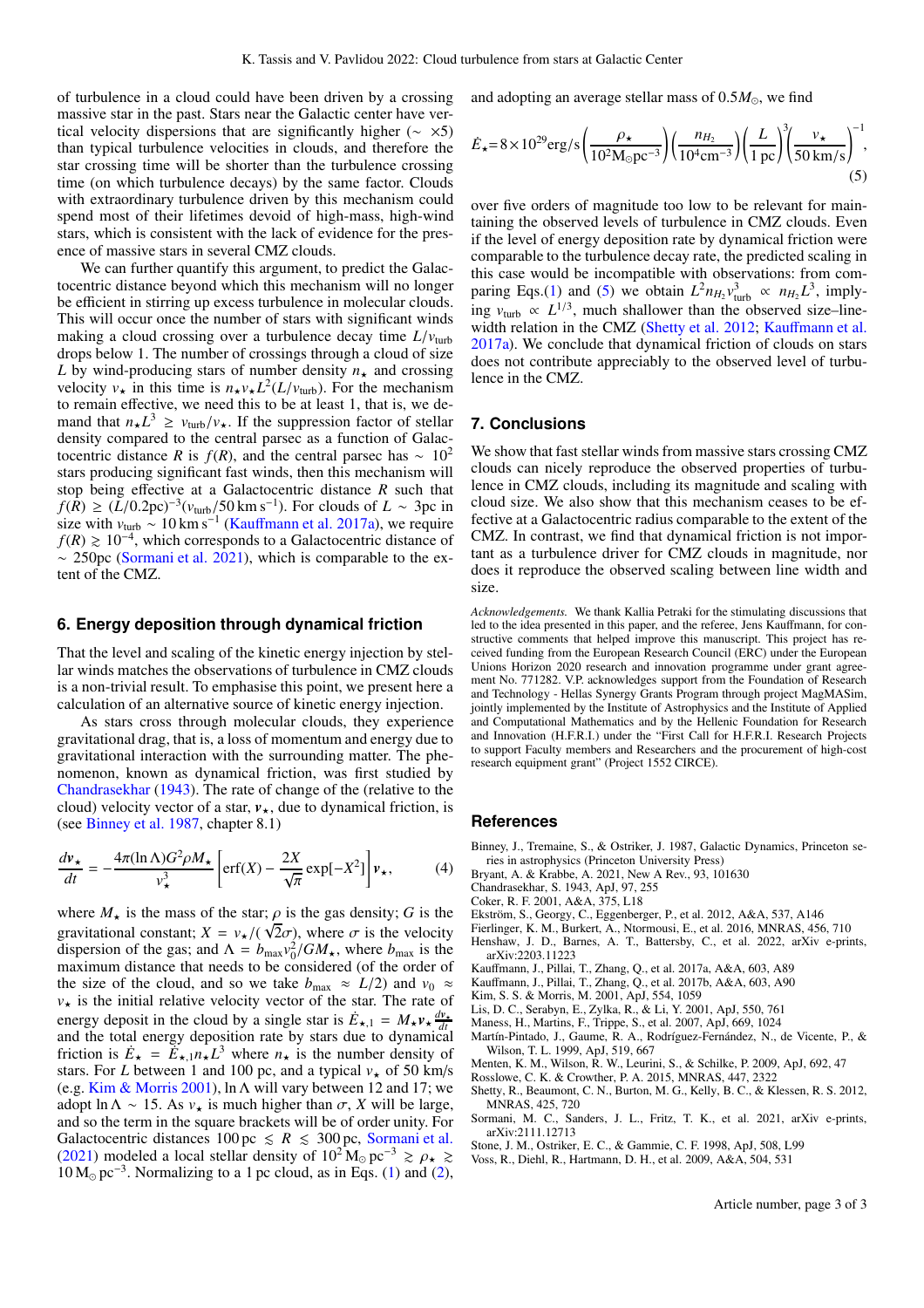of turbulence in a cloud could have been driven by a crossing massive star in the past. Stars near the Galactic center have vertical velocity dispersions that are significantly higher ($\sim \times 5$) than typical turbulence velocities in clouds, and therefore the star crossing time will be shorter than the turbulence crossing time (on which turbulence decays) by the same factor. Clouds with extraordinary turbulence driven by this mechanism could spend most of their lifetimes devoid of high-mass, high-wind stars, which is consistent with the lack of evidence for the presence of massive stars in several CMZ clouds.

We can further quantify this argument, to predict the Galactocentric distance beyond which this mechanism will no longer be efficient in stirring up excess turbulence in molecular clouds. This will occur once the number of stars with significant winds making a cloud crossing over a turbulence decay time $L/v_{\rm turb}$ drops below 1. The number of crossings through a cloud of size $L$ by wind-producing stars of number density $n_\star$ and crossing velocity $v_\star$ in this time is $n_\star v_\star L^2 (L/v_{\rm turb})$. For the mechanism to remain effective, we need this to be at least 1, that is, we demand that $n_\star L^3 \geq v_{\rm turb}/v_\star$. If the suppression factor of stellar density compared to the central parsec as a function of Galactocentric distance $R$ is $f(R)$, and the central parsec has $\sim 10^2$ stars producing significant fast winds, then this mechanism will stop being effective at a Galactocentric distance $R$ such that $f(R) \geq (L/0.2{\rm pc})^{-3}(v_{\rm turb}/50\,{\rm km\,s^{-1}})$. For clouds of $L \sim 3$pc in size with $v_{\rm turb} \sim 10\,{\rm km\,s^{-1}}$ (Kauffmann et al. 2017a), we require $f(R) \gtrsim 10^{-4}$, which corresponds to a Galactocentric distance of $\sim 250$pc (Sormani et al. 2021), which is comparable to the extent of the CMZ.

## 6. Energy deposition through dynamical friction

That the level and scaling of the kinetic energy injection by stellar winds matches the observations of turbulence in CMZ clouds is a non-trivial result. To emphasise this point, we present here a calculation of an alternative source of kinetic energy injection.

As stars cross through molecular clouds, they experience gravitational drag, that is, a loss of momentum and energy due to gravitational interaction with the surrounding matter. The phenomenon, known as dynamical friction, was first studied by Chandrasekhar (1943). The rate of change of the (relative to the cloud) velocity vector of a star, $\boldsymbol{v}_\star$, due to dynamical friction, is (see Binney et al. 1987, chapter 8.1)

$$\frac{d\boldsymbol{v}_\star}{dt} = -\frac{4\pi(\ln\Lambda)G^2\rho M_\star}{v_\star^3}\left[{\rm erf}(X) - \frac{2X}{\sqrt{\pi}}\exp[-X^2]\right]\boldsymbol{v}_\star, \quad (4)$$

where $M_\star$ is the mass of the star; $\rho$ is the gas density; $G$ is the gravitational constant; $X = v_\star/(\sqrt{2}\sigma)$, where $\sigma$ is the velocity dispersion of the gas; and $\Lambda = b_{\rm max}v_0^2/GM_\star$, where $b_{\rm max}$ is the maximum distance that needs to be considered (of the order of the size of the cloud, and so we take $b_{\rm max} \approx L/2$) and $v_0 \approx v_\star$ is the initial relative velocity vector of the star. The rate of energy deposit in the cloud by a single star is $\dot{E}_{\star,1} = M_\star \boldsymbol{v}_\star \frac{d\boldsymbol{v}_\star}{dt}$ and the total energy deposition rate by stars due to dynamical friction is $\dot{E}_\star = \dot{E}_{\star,1} n_\star L^3$ where $n_\star$ is the number density of stars. For $L$ between 1 and 100 pc, and a typical $v_\star$ of 50 km/s (e.g. Kim & Morris 2001), $\ln\Lambda$ will vary between 12 and 17; we adopt $\ln\Lambda \sim 15$. As $v_\star$ is much higher than $\sigma$, $X$ will be large, and so the term in the square brackets will be of order unity. For Galactocentric distances $100\,{\rm pc} \lesssim R \lesssim 300\,{\rm pc}$, Sormani et al. (2021) modeled a local stellar density of $10^2\,{\rm M_\odot\,pc^{-3}} \gtrsim \rho_\star \gtrsim 10\,{\rm M_\odot\,pc^{-3}}$. Normalizing to a 1 pc cloud, as in Eqs. (1) and (2), and adopting an average stellar mass of $0.5M_\odot$, we find

$$\dot{E}_\star = 8\times10^{29}{\rm erg/s}\left(\frac{\rho_\star}{10^2{\rm M_\odot pc^{-3}}}\right)\left(\frac{n_{H_2}}{10^4{\rm cm^{-3}}}\right)\left(\frac{L}{1\,{\rm pc}}\right)^3\left(\frac{v_\star}{50\,{\rm km/s}}\right)^{-1}, \quad (5)$$

over five orders of magnitude too low to be relevant for maintaining the observed levels of turbulence in CMZ clouds. Even if the level of energy deposition rate by dynamical friction were comparable to the turbulence decay rate, the predicted scaling in this case would be incompatible with observations: from comparing Eqs.(1) and (5) we obtain $L^2 n_{H_2} v_{\rm turb}^3 \propto n_{H_2} L^3$, implying $v_{\rm turb} \propto L^{1/3}$, much shallower than the observed size–linewidth relation in the CMZ (Shetty et al. 2012; Kauffmann et al. 2017a). We conclude that dynamical friction of clouds on stars does not contribute appreciably to the observed level of turbulence in the CMZ.

## 7. Conclusions

We show that fast stellar winds from massive stars crossing CMZ clouds can nicely reproduce the observed properties of turbulence in CMZ clouds, including its magnitude and scaling with cloud size. We also show that this mechanism ceases to be effective at a Galactocentric radius comparable to the extent of the CMZ. In contrast, we find that dynamical friction is not important as a turbulence driver for CMZ clouds in magnitude, nor does it reproduce the observed scaling between line width and size.

*Acknowledgements.* We thank Kallia Petraki for the stimulating discussions that led to the idea presented in this paper, and the referee, Jens Kauffmann, for constructive comments that helped improve this manuscript. This project has received funding from the European Research Council (ERC) under the European Unions Horizon 2020 research and innovation programme under grant agreement No. 771282. V.P. acknowledges support from the Foundation of Research and Technology - Hellas Synergy Grants Program through project MagMASim, jointly implemented by the Institute of Astrophysics and the Institute of Applied and Computational Mathematics and by the Hellenic Foundation for Research and Innovation (H.F.R.I.) under the "First Call for H.F.R.I. Research Projects to support Faculty members and Researchers and the procurement of high-cost research equipment grant" (Project 1552 CIRCE).

## References

Binney, J., Tremaine, S., & Ostriker, J. 1987, Galactic Dynamics, Princeton series in astrophysics (Princeton University Press)
Bryant, A. & Krabbe, A. 2021, New A Rev., 93, 101630
Chandrasekhar, S. 1943, ApJ, 97, 255
Coker, R. F. 2001, A&A, 375, L18
Ekström, S., Georgy, C., Eggenberger, P., et al. 2012, A&A, 537, A146
Fierlinger, K. M., Burkert, A., Ntormousi, E., et al. 2016, MNRAS, 456, 710
Henshaw, J. D., Barnes, A. T., Battersby, C., et al. 2022, arXiv e-prints, arXiv:2203.11223
Kauffmann, J., Pillai, T., Zhang, Q., et al. 2017a, A&A, 603, A89
Kauffmann, J., Pillai, T., Zhang, Q., et al. 2017b, A&A, 603, A90
Kim, S. S. & Morris, M. 2001, ApJ, 554, 1059
Lis, D. C., Serabyn, E., Zylka, R., & Li, Y. 2001, ApJ, 550, 761
Maness, H., Martins, F., Trippe, S., et al. 2007, ApJ, 669, 1024
Martín-Pintado, J., Gaume, R. A., Rodríguez-Fernández, N., de Vicente, P., & Wilson, T. L. 1999, ApJ, 519, 667
Menten, K. M., Wilson, R. W., Leurini, S., & Schilke, P. 2009, ApJ, 692, 47
Rosslowe, C. K. & Crowther, P. A. 2015, MNRAS, 447, 2322
Shetty, R., Beaumont, C. N., Burton, M. G., Kelly, B. C., & Klessen, R. S. 2012, MNRAS, 425, 720
Sormani, M. C., Sanders, J. L., Fritz, T. K., et al. 2021, arXiv e-prints, arXiv:2111.12713
Stone, J. M., Ostriker, E. C., & Gammie, C. F. 1998, ApJ, 508, L99
Voss, R., Diehl, R., Hartmann, D. H., et al. 2009, A&A, 504, 531